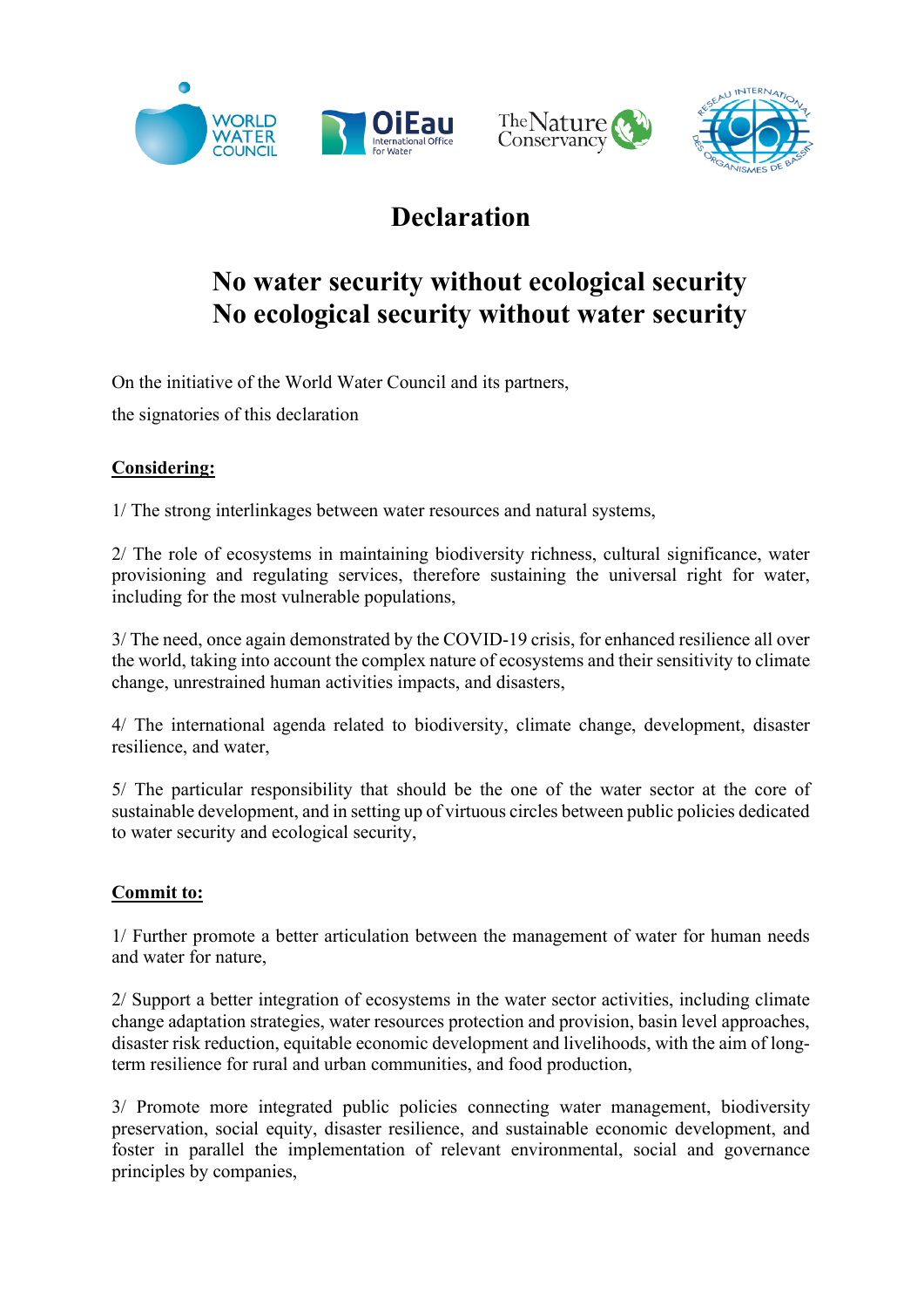# Declaration

## No water security without ecological security
## No ecological security without water security

On the initiative of the World Water Council and its partners,

the signatories of this declaration

**Considering:**

1/ The strong interlinkages between water resources and natural systems,

2/ The role of ecosystems in maintaining biodiversity richness, cultural significance, water provisioning and regulating services, therefore sustaining the universal right for water, including for the most vulnerable populations,

3/ The need, once again demonstrated by the COVID-19 crisis, for enhanced resilience all over the world, taking into account the complex nature of ecosystems and their sensitivity to climate change, unrestrained human activities impacts, and disasters,

4/ The international agenda related to biodiversity, climate change, development, disaster resilience, and water,

5/ The particular responsibility that should be the one of the water sector at the core of sustainable development, and in setting up of virtuous circles between public policies dedicated to water security and ecological security,

**Commit to:**

1/ Further promote a better articulation between the management of water for human needs and water for nature,

2/ Support a better integration of ecosystems in the water sector activities, including climate change adaptation strategies, water resources protection and provision, basin level approaches, disaster risk reduction, equitable economic development and livelihoods, with the aim of long-term resilience for rural and urban communities, and food production,

3/ Promote more integrated public policies connecting water management, biodiversity preservation, social equity, disaster resilience, and sustainable economic development, and foster in parallel the implementation of relevant environmental, social and governance principles by companies,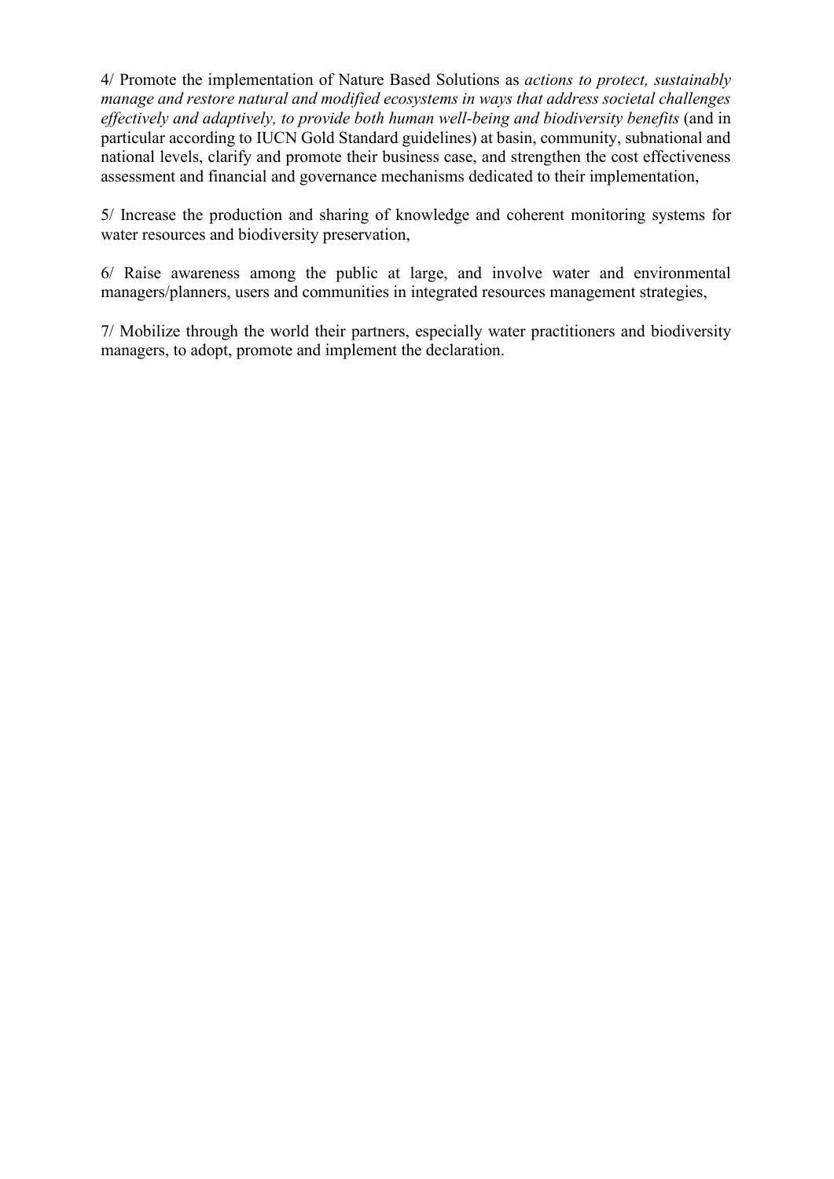4/ Promote the implementation of Nature Based Solutions as *actions to protect, sustainably manage and restore natural and modified ecosystems in ways that address societal challenges effectively and adaptively, to provide both human well-being and biodiversity benefits* (and in particular according to IUCN Gold Standard guidelines) at basin, community, subnational and national levels, clarify and promote their business case, and strengthen the cost effectiveness assessment and financial and governance mechanisms dedicated to their implementation,

5/ Increase the production and sharing of knowledge and coherent monitoring systems for water resources and biodiversity preservation,

6/ Raise awareness among the public at large, and involve water and environmental managers/planners, users and communities in integrated resources management strategies,

7/ Mobilize through the world their partners, especially water practitioners and biodiversity managers, to adopt, promote and implement the declaration.